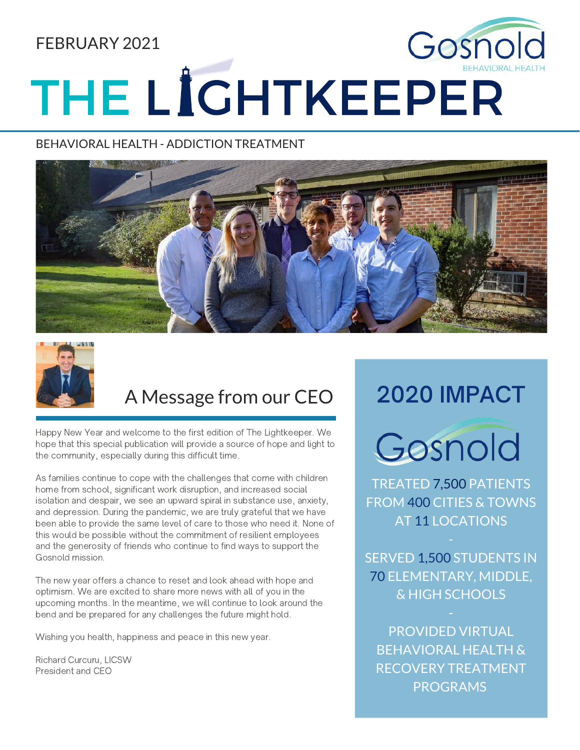FEBRUARY 2021

Gosnold BEHAVIORAL HEALTH

# THE LIGHTKEEPER

BEHAVIORAL HEALTH - ADDICTION TREATMENT

## A Message from our CEO

Happy New Year and welcome to the first edition of The Lightkeeper. We hope that this special publication will provide a source of hope and light to the community, especially during this difficult time.

As families continue to cope with the challenges that come with children home from school, significant work disruption, and increased social isolation and despair, we see an upward spiral in substance use, anxiety, and depression. During the pandemic, we are truly grateful that we have been able to provide the same level of care to those who need it. None of this would be possible without the commitment of resilient employees and the generosity of friends who continue to find ways to support the Gosnold mission.

The new year offers a chance to reset and look ahead with hope and optimism. We are excited to share more news with all of you in the upcoming months. In the meantime, we will continue to look around the bend and be prepared for any challenges the future might hold.

Wishing you health, happiness and peace in this new year.

Richard Curcuru, LICSW
President and CEO

## 2020 IMPACT

Gosnold

TREATED 7,500 PATIENTS FROM 400 CITIES & TOWNS AT 11 LOCATIONS

-

SERVED 1,500 STUDENTS IN 70 ELEMENTARY, MIDDLE, & HIGH SCHOOLS

-

PROVIDED VIRTUAL BEHAVIORAL HEALTH & RECOVERY TREATMENT PROGRAMS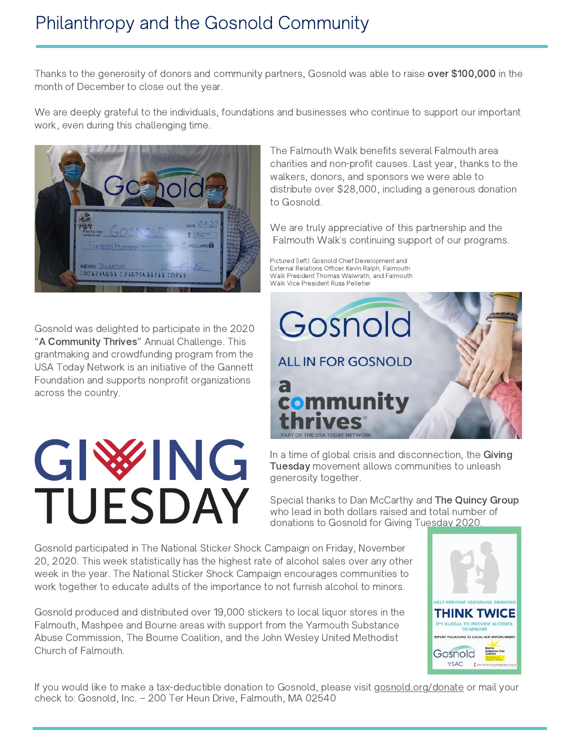# Philanthropy and the Gosnold Community

Thanks to the generosity of donors and community partners, Gosnold was able to raise **over $100,000** in the month of December to close out the year.

We are deeply grateful to the individuals, foundations and businesses who continue to support our important work, even during this challenging time.

The Falmouth Walk benefits several Falmouth area charities and non-profit causes. Last year, thanks to the walkers, donors, and sponsors we were able to distribute over $28,000, including a generous donation to Gosnold.

We are truly appreciative of this partnership and the Falmouth Walk's continuing support of our programs.

Pictured (left): Gosnold Chief Development and External Relations Officer Kevin Ralph, Falmouth Walk President Thomas Walwrath, and Falmouth Walk Vice President Russ Pelletier

Gosnold was delighted to participate in the 2020 "**A Community Thrives**" Annual Challenge. This grantmaking and crowdfunding program from the USA Today Network is an initiative of the Gannett Foundation and supports nonprofit organizations across the country.

In a time of global crisis and disconnection, the **Giving Tuesday** movement allows communities to unleash generosity together.

Special thanks to Dan McCarthy and **The Quincy Group** who lead in both dollars raised and total number of donations to Gosnold for Giving Tuesday 2020.

Gosnold participated in The National Sticker Shock Campaign on Friday, November 20, 2020. This week statistically has the highest rate of alcohol sales over any other week in the year. The National Sticker Shock Campaign encourages communities to work together to educate adults of the importance to not furnish alcohol to minors.

Gosnold produced and distributed over 19,000 stickers to local liquor stores in the Falmouth, Mashpee and Bourne areas with support from the Yarmouth Substance Abuse Commission, The Bourne Coalition, and the John Wesley United Methodist Church of Falmouth.

If you would like to make a tax-deductible donation to Gosnold, please visit gosnold.org/donate or mail your check to: Gosnold, Inc. – 200 Ter Heun Drive, Falmouth, MA 02540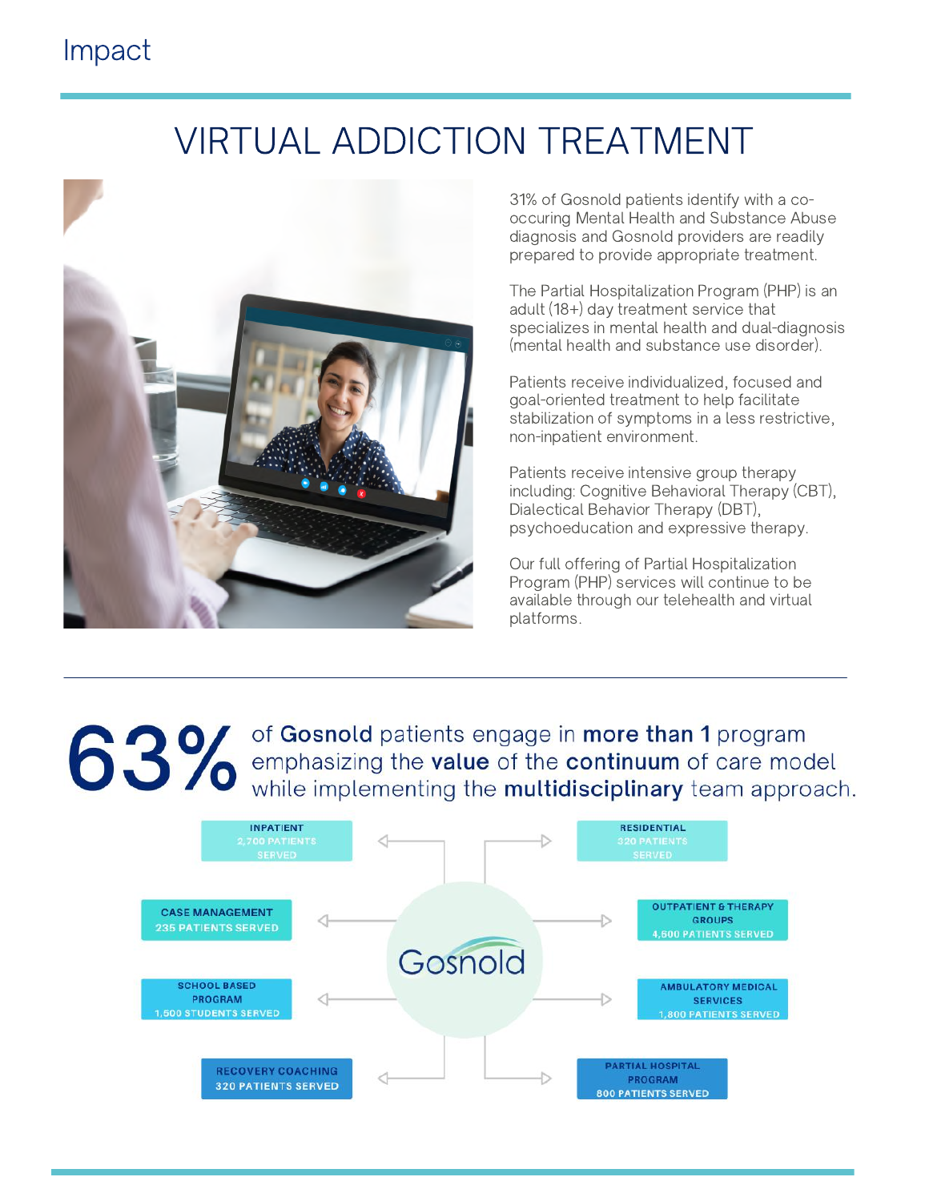# Impact

## VIRTUAL ADDICTION TREATMENT

31% of Gosnold patients identify with a co-occuring Mental Health and Substance Abuse diagnosis and Gosnold providers are readily prepared to provide appropriate treatment.

The Partial Hospitalization Program (PHP) is an adult (18+) day treatment service that specializes in mental health and dual-diagnosis (mental health and substance use disorder).

Patients receive individualized, focused and goal-oriented treatment to help facilitate stabilization of symptoms in a less restrictive, non-inpatient environment.

Patients receive intensive group therapy including: Cognitive Behavioral Therapy (CBT), Dialectical Behavior Therapy (DBT), psychoeducation and expressive therapy.

Our full offering of Partial Hospitalization Program (PHP) services will continue to be available through our telehealth and virtual platforms.

---

**63%** of **Gosnold** patients engage in **more than 1** program emphasizing the **value** of the **continuum** of care model while implementing the **multidisciplinary** team approach.

Gosnold

- INPATIENT 2,700 PATIENTS SERVED
- RESIDENTIAL 320 PATIENTS SERVED
- CASE MANAGEMENT 235 PATIENTS SERVED
- OUTPATIENT & THERAPY GROUPS 4,600 PATIENTS SERVED
- SCHOOL BASED PROGRAM 1,500 STUDENTS SERVED
- AMBULATORY MEDICAL SERVICES 1,800 PATIENTS SERVED
- RECOVERY COACHING 320 PATIENTS SERVED
- PARTIAL HOSPITAL PROGRAM 800 PATIENTS SERVED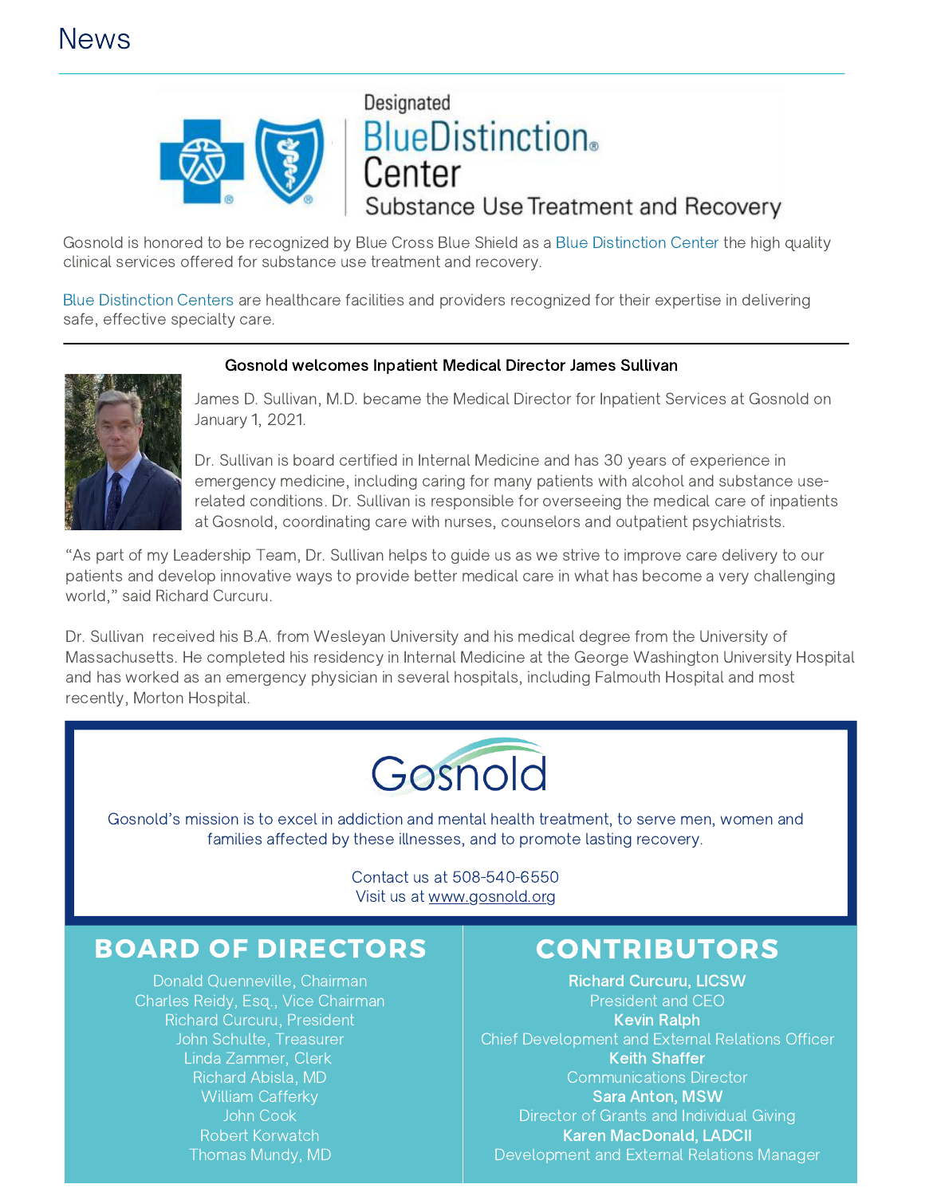# News

Designated BlueDistinction® Center
Substance Use Treatment and Recovery

Gosnold is honored to be recognized by Blue Cross Blue Shield as a Blue Distinction Center the high quality clinical services offered for substance use treatment and recovery.

Blue Distinction Centers are healthcare facilities and providers recognized for their expertise in delivering safe, effective specialty care.

---

## Gosnold welcomes Inpatient Medical Director James Sullivan

James D. Sullivan, M.D. became the Medical Director for Inpatient Services at Gosnold on January 1, 2021.

Dr. Sullivan is board certified in Internal Medicine and has 30 years of experience in emergency medicine, including caring for many patients with alcohol and substance use-related conditions. Dr. Sullivan is responsible for overseeing the medical care of inpatients at Gosnold, coordinating care with nurses, counselors and outpatient psychiatrists.

"As part of my Leadership Team, Dr. Sullivan helps to guide us as we strive to improve care delivery to our patients and develop innovative ways to provide better medical care in what has become a very challenging world," said Richard Curcuru.

Dr. Sullivan received his B.A. from Wesleyan University and his medical degree from the University of Massachusetts. He completed his residency in Internal Medicine at the George Washington University Hospital and has worked as an emergency physician in several hospitals, including Falmouth Hospital and most recently, Morton Hospital.

---

Gosnold

Gosnold's mission is to excel in addiction and mental health treatment, to serve men, women and families affected by these illnesses, and to promote lasting recovery.

Contact us at 508-540-6550
Visit us at www.gosnold.org

## BOARD OF DIRECTORS

Donald Quenneville, Chairman
Charles Reidy, Esq., Vice Chairman
Richard Curcuru, President
John Schulte, Treasurer
Linda Zammer, Clerk
Richard Abisla, MD
William Cafferky
John Cook
Robert Korwatch
Thomas Mundy, MD

## CONTRIBUTORS

**Richard Curcuru, LICSW**
President and CEO
**Kevin Ralph**
Chief Development and External Relations Officer
**Keith Shaffer**
Communications Director
**Sara Anton, MSW**
Director of Grants and Individual Giving
**Karen MacDonald, LADCII**
Development and External Relations Manager